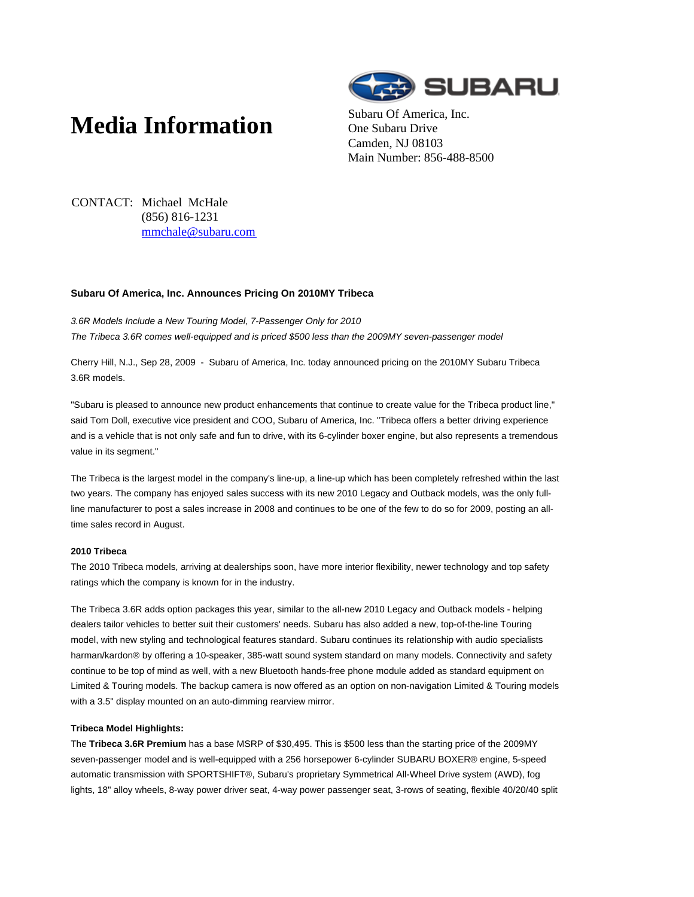# Media Information

Subaru Of America, Inc.
One Subaru Drive
Camden, NJ 08103
Main Number: 856-488-8500

CONTACT: Michael McHale
(856) 816-1231
mmchale@subaru.com

**Subaru Of America, Inc. Announces Pricing On 2010MY Tribeca**

*3.6R Models Include a New Touring Model, 7-Passenger Only for 2010*
*The Tribeca 3.6R comes well-equipped and is priced $500 less than the 2009MY seven-passenger model*

Cherry Hill, N.J., Sep 28, 2009 - Subaru of America, Inc. today announced pricing on the 2010MY Subaru Tribeca 3.6R models.

"Subaru is pleased to announce new product enhancements that continue to create value for the Tribeca product line," said Tom Doll, executive vice president and COO, Subaru of America, Inc. "Tribeca offers a better driving experience and is a vehicle that is not only safe and fun to drive, with its 6-cylinder boxer engine, but also represents a tremendous value in its segment."

The Tribeca is the largest model in the company's line-up, a line-up which has been completely refreshed within the last two years. The company has enjoyed sales success with its new 2010 Legacy and Outback models, was the only full-line manufacturer to post a sales increase in 2008 and continues to be one of the few to do so for 2009, posting an all-time sales record in August.

**2010 Tribeca**

The 2010 Tribeca models, arriving at dealerships soon, have more interior flexibility, newer technology and top safety ratings which the company is known for in the industry.

The Tribeca 3.6R adds option packages this year, similar to the all-new 2010 Legacy and Outback models - helping dealers tailor vehicles to better suit their customers' needs. Subaru has also added a new, top-of-the-line Touring model, with new styling and technological features standard. Subaru continues its relationship with audio specialists harman/kardon® by offering a 10-speaker, 385-watt sound system standard on many models. Connectivity and safety continue to be top of mind as well, with a new Bluetooth hands-free phone module added as standard equipment on Limited & Touring models. The backup camera is now offered as an option on non-navigation Limited & Touring models with a 3.5" display mounted on an auto-dimming rearview mirror.

**Tribeca Model Highlights:**

The **Tribeca 3.6R Premium** has a base MSRP of $30,495. This is $500 less than the starting price of the 2009MY seven-passenger model and is well-equipped with a 256 horsepower 6-cylinder SUBARU BOXER® engine, 5-speed automatic transmission with SPORTSHIFT®, Subaru's proprietary Symmetrical All-Wheel Drive system (AWD), fog lights, 18" alloy wheels, 8-way power driver seat, 4-way power passenger seat, 3-rows of seating, flexible 40/20/40 split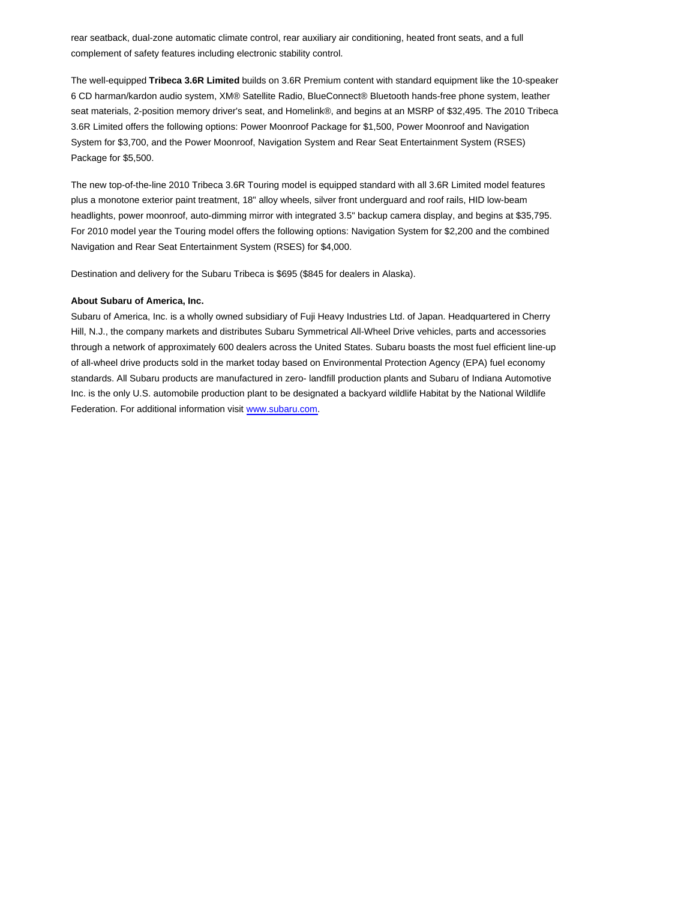rear seatback, dual-zone automatic climate control, rear auxiliary air conditioning, heated front seats, and a full complement of safety features including electronic stability control.

The well-equipped **Tribeca 3.6R Limited** builds on 3.6R Premium content with standard equipment like the 10-speaker 6 CD harman/kardon audio system, XM® Satellite Radio, BlueConnect® Bluetooth hands-free phone system, leather seat materials, 2-position memory driver's seat, and Homelink®, and begins at an MSRP of $32,495. The 2010 Tribeca 3.6R Limited offers the following options: Power Moonroof Package for $1,500, Power Moonroof and Navigation System for $3,700, and the Power Moonroof, Navigation System and Rear Seat Entertainment System (RSES) Package for $5,500.

The new top-of-the-line 2010 Tribeca 3.6R Touring model is equipped standard with all 3.6R Limited model features plus a monotone exterior paint treatment, 18" alloy wheels, silver front underguard and roof rails, HID low-beam headlights, power moonroof, auto-dimming mirror with integrated 3.5" backup camera display, and begins at $35,795. For 2010 model year the Touring model offers the following options: Navigation System for $2,200 and the combined Navigation and Rear Seat Entertainment System (RSES) for $4,000.

Destination and delivery for the Subaru Tribeca is $695 ($845 for dealers in Alaska).

**About Subaru of America, Inc.**

Subaru of America, Inc. is a wholly owned subsidiary of Fuji Heavy Industries Ltd. of Japan. Headquartered in Cherry Hill, N.J., the company markets and distributes Subaru Symmetrical All-Wheel Drive vehicles, parts and accessories through a network of approximately 600 dealers across the United States. Subaru boasts the most fuel efficient line-up of all-wheel drive products sold in the market today based on Environmental Protection Agency (EPA) fuel economy standards. All Subaru products are manufactured in zero- landfill production plants and Subaru of Indiana Automotive Inc. is the only U.S. automobile production plant to be designated a backyard wildlife Habitat by the National Wildlife Federation. For additional information visit www.subaru.com.